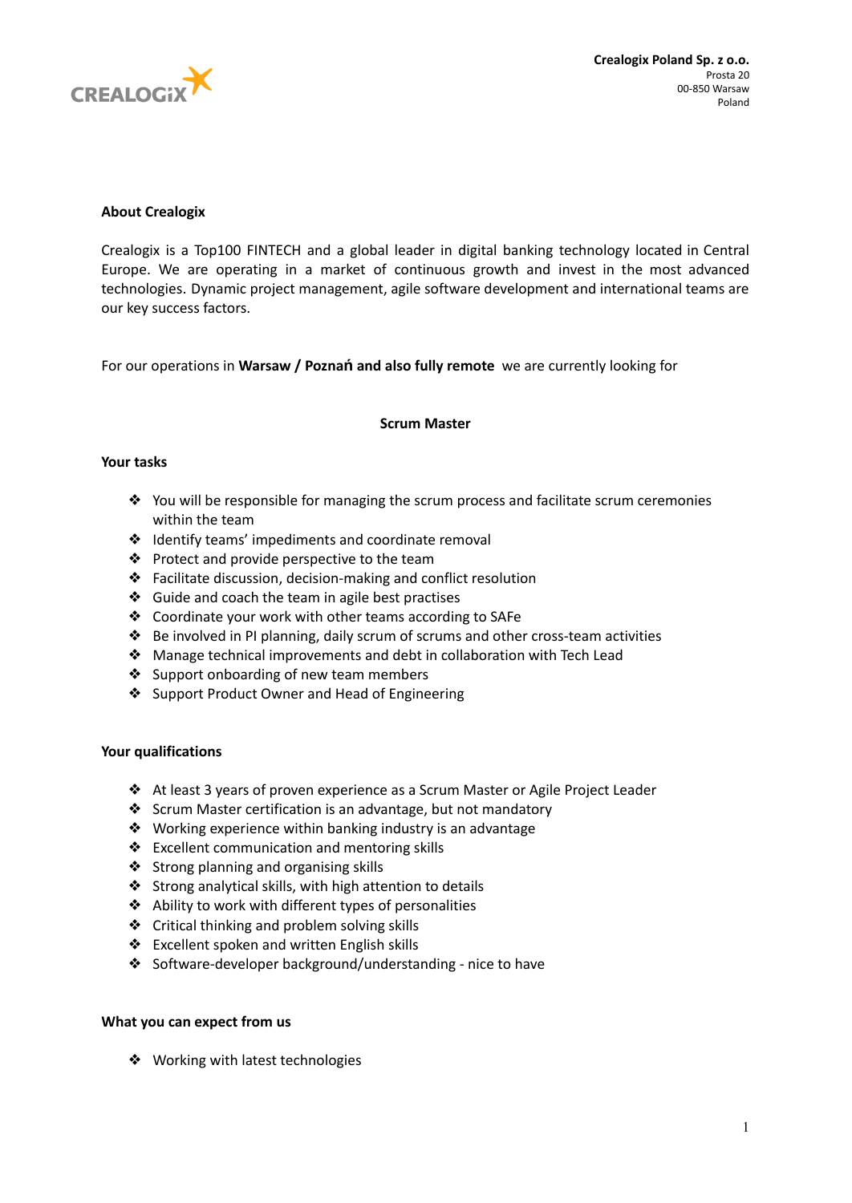**Crealogix Poland Sp. z o.o.**
Prosta 20
00-850 Warsaw
Poland

## About Crealogix

Crealogix is a Top100 FINTECH and a global leader in digital banking technology located in Central Europe. We are operating in a market of continuous growth and invest in the most advanced technologies. Dynamic project management, agile software development and international teams are our key success factors.

For our operations in **Warsaw / Poznań and also fully remote** we are currently looking for

## Scrum Master

### Your tasks

- You will be responsible for managing the scrum process and facilitate scrum ceremonies within the team
- Identify teams' impediments and coordinate removal
- Protect and provide perspective to the team
- Facilitate discussion, decision-making and conflict resolution
- Guide and coach the team in agile best practises
- Coordinate your work with other teams according to SAFe
- Be involved in PI planning, daily scrum of scrums and other cross-team activities
- Manage technical improvements and debt in collaboration with Tech Lead
- Support onboarding of new team members
- Support Product Owner and Head of Engineering

### Your qualifications

- At least 3 years of proven experience as a Scrum Master or Agile Project Leader
- Scrum Master certification is an advantage, but not mandatory
- Working experience within banking industry is an advantage
- Excellent communication and mentoring skills
- Strong planning and organising skills
- Strong analytical skills, with high attention to details
- Ability to work with different types of personalities
- Critical thinking and problem solving skills
- Excellent spoken and written English skills
- Software-developer background/understanding - nice to have

### What you can expect from us

- Working with latest technologies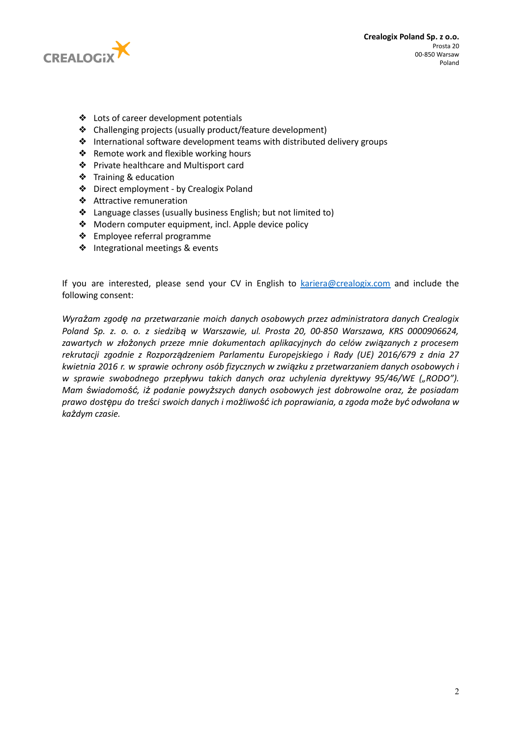**Crealogix Poland Sp. z o.o.**
Prosta 20
00-850 Warsaw
Poland

- Lots of career development potentials
- Challenging projects (usually product/feature development)
- International software development teams with distributed delivery groups
- Remote work and flexible working hours
- Private healthcare and Multisport card
- Training & education
- Direct employment - by Crealogix Poland
- Attractive remuneration
- Language classes (usually business English; but not limited to)
- Modern computer equipment, incl. Apple device policy
- Employee referral programme
- Integrational meetings & events

If you are interested, please send your CV in English to kariera@crealogix.com and include the following consent:

*Wyrażam zgodę na przetwarzanie moich danych osobowych przez administratora danych Crealogix Poland Sp. z. o. o. z siedzibą w Warszawie, ul. Prosta 20, 00-850 Warszawa, KRS 0000906624, zawartych w złożonych przeze mnie dokumentach aplikacyjnych do celów związanych z procesem rekrutacji zgodnie z Rozporządzeniem Parlamentu Europejskiego i Rady (UE) 2016/679 z dnia 27 kwietnia 2016 r. w sprawie ochrony osób fizycznych w związku z przetwarzaniem danych osobowych i w sprawie swobodnego przepływu takich danych oraz uchylenia dyrektywy 95/46/WE („RODO"). Mam świadomość, iż podanie powyższych danych osobowych jest dobrowolne oraz, że posiadam prawo dostępu do treści swoich danych i możliwość ich poprawiania, a zgoda może być odwołana w każdym czasie.*